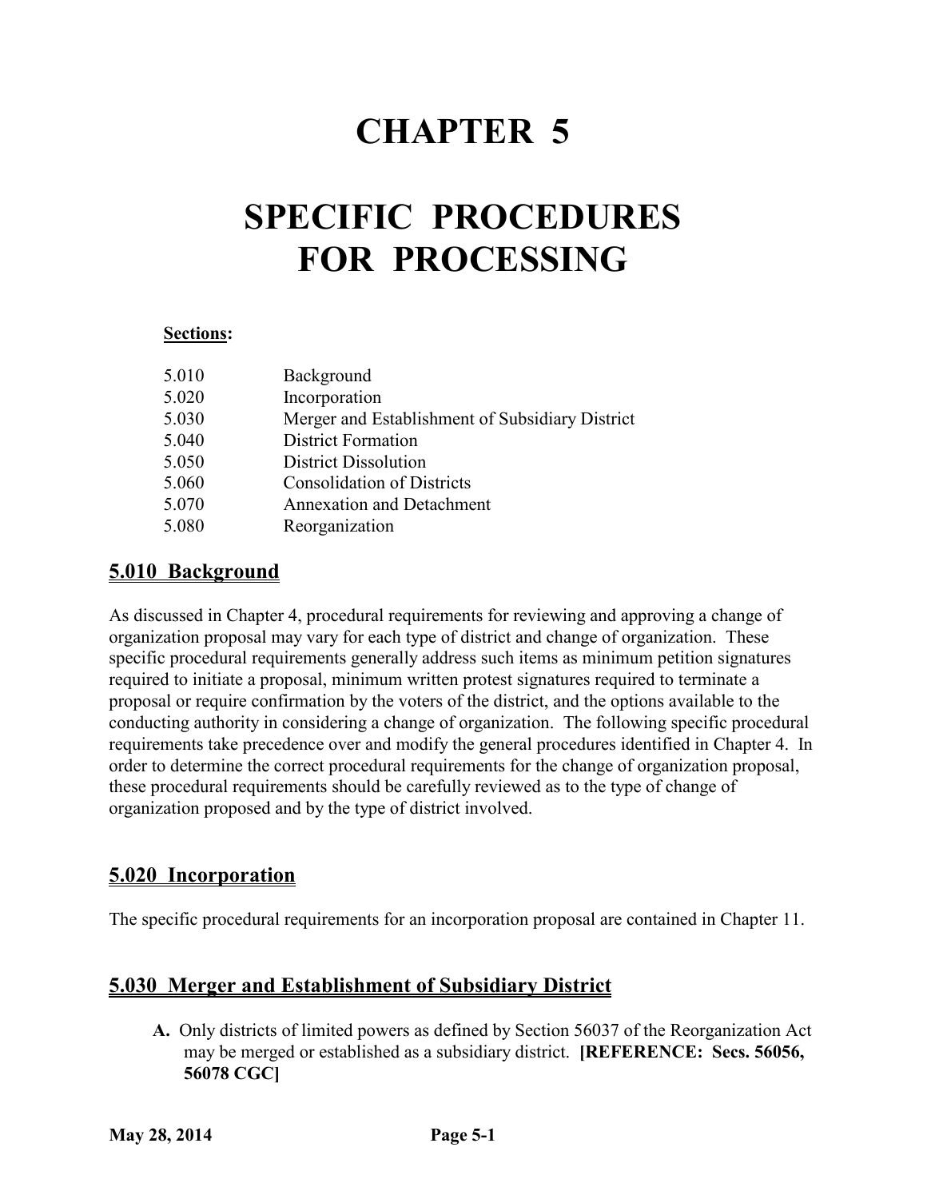# CHAPTER 5

# SPECIFIC PROCEDURES FOR PROCESSING

**Sections:**

| | |
|---|---|
| 5.010 | Background |
| 5.020 | Incorporation |
| 5.030 | Merger and Establishment of Subsidiary District |
| 5.040 | District Formation |
| 5.050 | District Dissolution |
| 5.060 | Consolidation of Districts |
| 5.070 | Annexation and Detachment |
| 5.080 | Reorganization |

## 5.010 Background

As discussed in Chapter 4, procedural requirements for reviewing and approving a change of organization proposal may vary for each type of district and change of organization. These specific procedural requirements generally address such items as minimum petition signatures required to initiate a proposal, minimum written protest signatures required to terminate a proposal or require confirmation by the voters of the district, and the options available to the conducting authority in considering a change of organization. The following specific procedural requirements take precedence over and modify the general procedures identified in Chapter 4. In order to determine the correct procedural requirements for the change of organization proposal, these procedural requirements should be carefully reviewed as to the type of change of organization proposed and by the type of district involved.

## 5.020 Incorporation

The specific procedural requirements for an incorporation proposal are contained in Chapter 11.

## 5.030 Merger and Establishment of Subsidiary District

**A.** Only districts of limited powers as defined by Section 56037 of the Reorganization Act may be merged or established as a subsidiary district. **[REFERENCE: Secs. 56056, 56078 CGC]**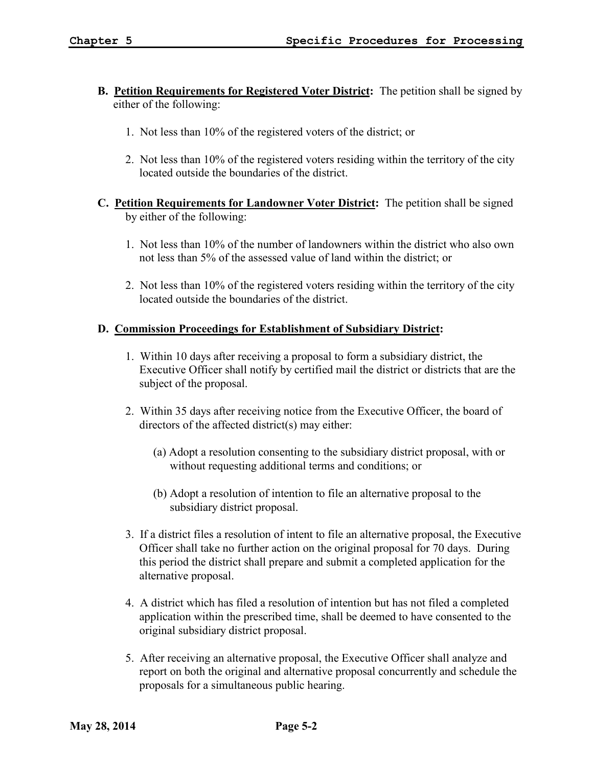**B. Petition Requirements for Registered Voter District:** The petition shall be signed by either of the following:

1. Not less than 10% of the registered voters of the district; or

2. Not less than 10% of the registered voters residing within the territory of the city located outside the boundaries of the district.

**C. Petition Requirements for Landowner Voter District:** The petition shall be signed by either of the following:

1. Not less than 10% of the number of landowners within the district who also own not less than 5% of the assessed value of land within the district; or

2. Not less than 10% of the registered voters residing within the territory of the city located outside the boundaries of the district.

**D. Commission Proceedings for Establishment of Subsidiary District:**

1. Within 10 days after receiving a proposal to form a subsidiary district, the Executive Officer shall notify by certified mail the district or districts that are the subject of the proposal.

2. Within 35 days after receiving notice from the Executive Officer, the board of directors of the affected district(s) may either:

   (a) Adopt a resolution consenting to the subsidiary district proposal, with or without requesting additional terms and conditions; or

   (b) Adopt a resolution of intention to file an alternative proposal to the subsidiary district proposal.

3. If a district files a resolution of intent to file an alternative proposal, the Executive Officer shall take no further action on the original proposal for 70 days. During this period the district shall prepare and submit a completed application for the alternative proposal.

4. A district which has filed a resolution of intention but has not filed a completed application within the prescribed time, shall be deemed to have consented to the original subsidiary district proposal.

5. After receiving an alternative proposal, the Executive Officer shall analyze and report on both the original and alternative proposal concurrently and schedule the proposals for a simultaneous public hearing.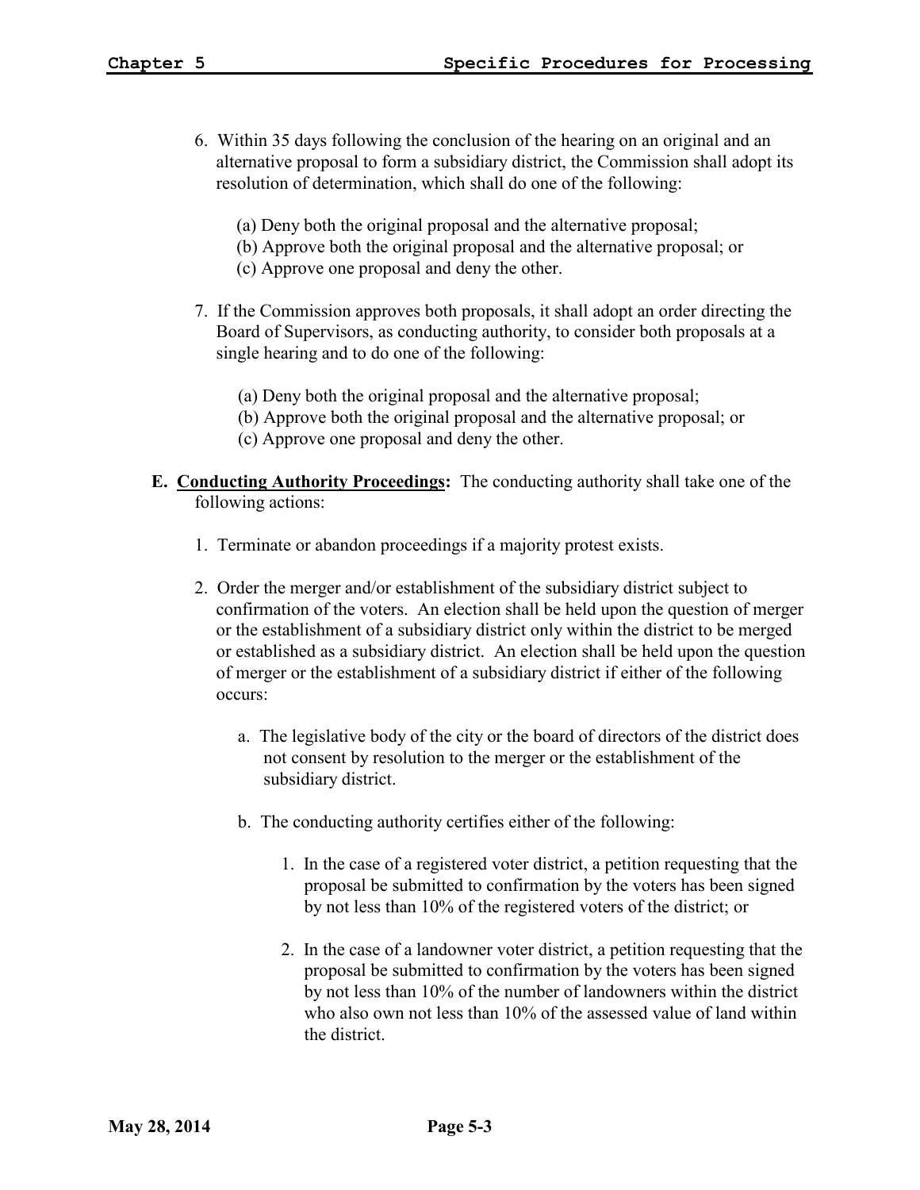6. Within 35 days following the conclusion of the hearing on an original and an alternative proposal to form a subsidiary district, the Commission shall adopt its resolution of determination, which shall do one of the following:

   (a) Deny both the original proposal and the alternative proposal;
   (b) Approve both the original proposal and the alternative proposal; or
   (c) Approve one proposal and deny the other.

7. If the Commission approves both proposals, it shall adopt an order directing the Board of Supervisors, as conducting authority, to consider both proposals at a single hearing and to do one of the following:

   (a) Deny both the original proposal and the alternative proposal;
   (b) Approve both the original proposal and the alternative proposal; or
   (c) Approve one proposal and deny the other.

**E. <u>Conducting Authority Proceedings</u>:** The conducting authority shall take one of the following actions:

1. Terminate or abandon proceedings if a majority protest exists.

2. Order the merger and/or establishment of the subsidiary district subject to confirmation of the voters. An election shall be held upon the question of merger or the establishment of a subsidiary district only within the district to be merged or established as a subsidiary district. An election shall be held upon the question of merger or the establishment of a subsidiary district if either of the following occurs:

   a. The legislative body of the city or the board of directors of the district does not consent by resolution to the merger or the establishment of the subsidiary district.

   b. The conducting authority certifies either of the following:

      1. In the case of a registered voter district, a petition requesting that the proposal be submitted to confirmation by the voters has been signed by not less than 10% of the registered voters of the district; or

      2. In the case of a landowner voter district, a petition requesting that the proposal be submitted to confirmation by the voters has been signed by not less than 10% of the number of landowners within the district who also own not less than 10% of the assessed value of land within the district.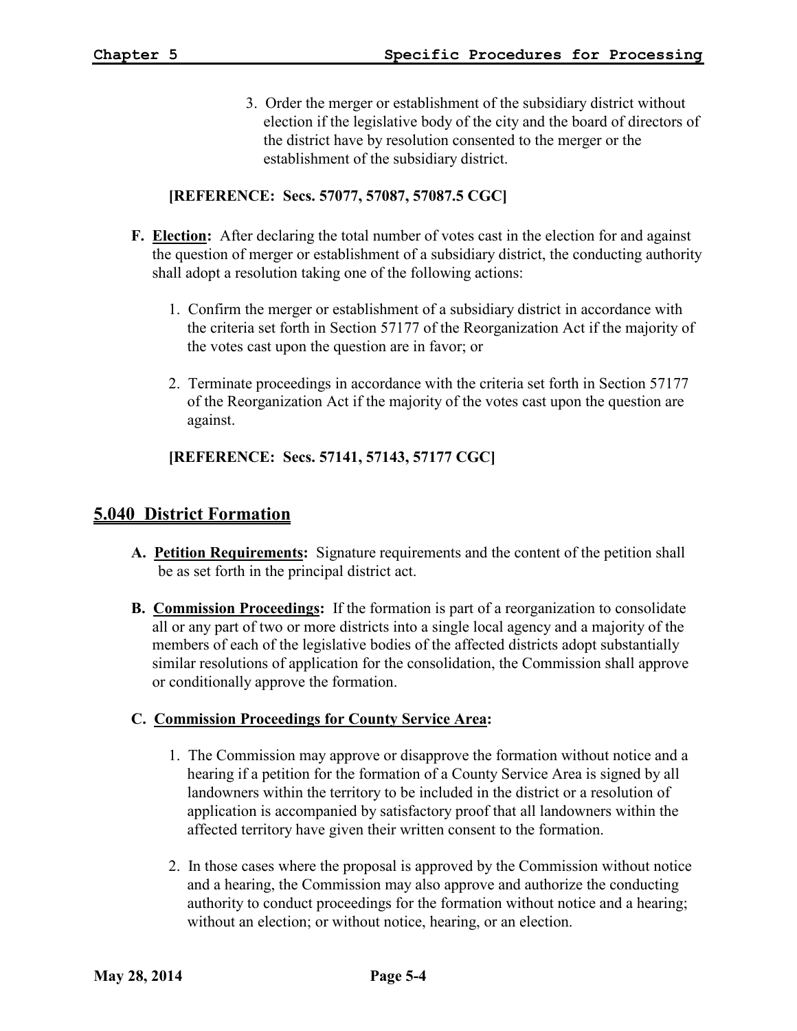3. Order the merger or establishment of the subsidiary district without election if the legislative body of the city and the board of directors of the district have by resolution consented to the merger or the establishment of the subsidiary district.

**[REFERENCE: Secs. 57077, 57087, 57087.5 CGC]**

**F. Election:** After declaring the total number of votes cast in the election for and against the question of merger or establishment of a subsidiary district, the conducting authority shall adopt a resolution taking one of the following actions:

1. Confirm the merger or establishment of a subsidiary district in accordance with the criteria set forth in Section 57177 of the Reorganization Act if the majority of the votes cast upon the question are in favor; or

2. Terminate proceedings in accordance with the criteria set forth in Section 57177 of the Reorganization Act if the majority of the votes cast upon the question are against.

**[REFERENCE: Secs. 57141, 57143, 57177 CGC]**

## 5.040 District Formation

**A. Petition Requirements:** Signature requirements and the content of the petition shall be as set forth in the principal district act.

**B. Commission Proceedings:** If the formation is part of a reorganization to consolidate all or any part of two or more districts into a single local agency and a majority of the members of each of the legislative bodies of the affected districts adopt substantially similar resolutions of application for the consolidation, the Commission shall approve or conditionally approve the formation.

**C. Commission Proceedings for County Service Area:**

1. The Commission may approve or disapprove the formation without notice and a hearing if a petition for the formation of a County Service Area is signed by all landowners within the territory to be included in the district or a resolution of application is accompanied by satisfactory proof that all landowners within the affected territory have given their written consent to the formation.

2. In those cases where the proposal is approved by the Commission without notice and a hearing, the Commission may also approve and authorize the conducting authority to conduct proceedings for the formation without notice and a hearing; without an election; or without notice, hearing, or an election.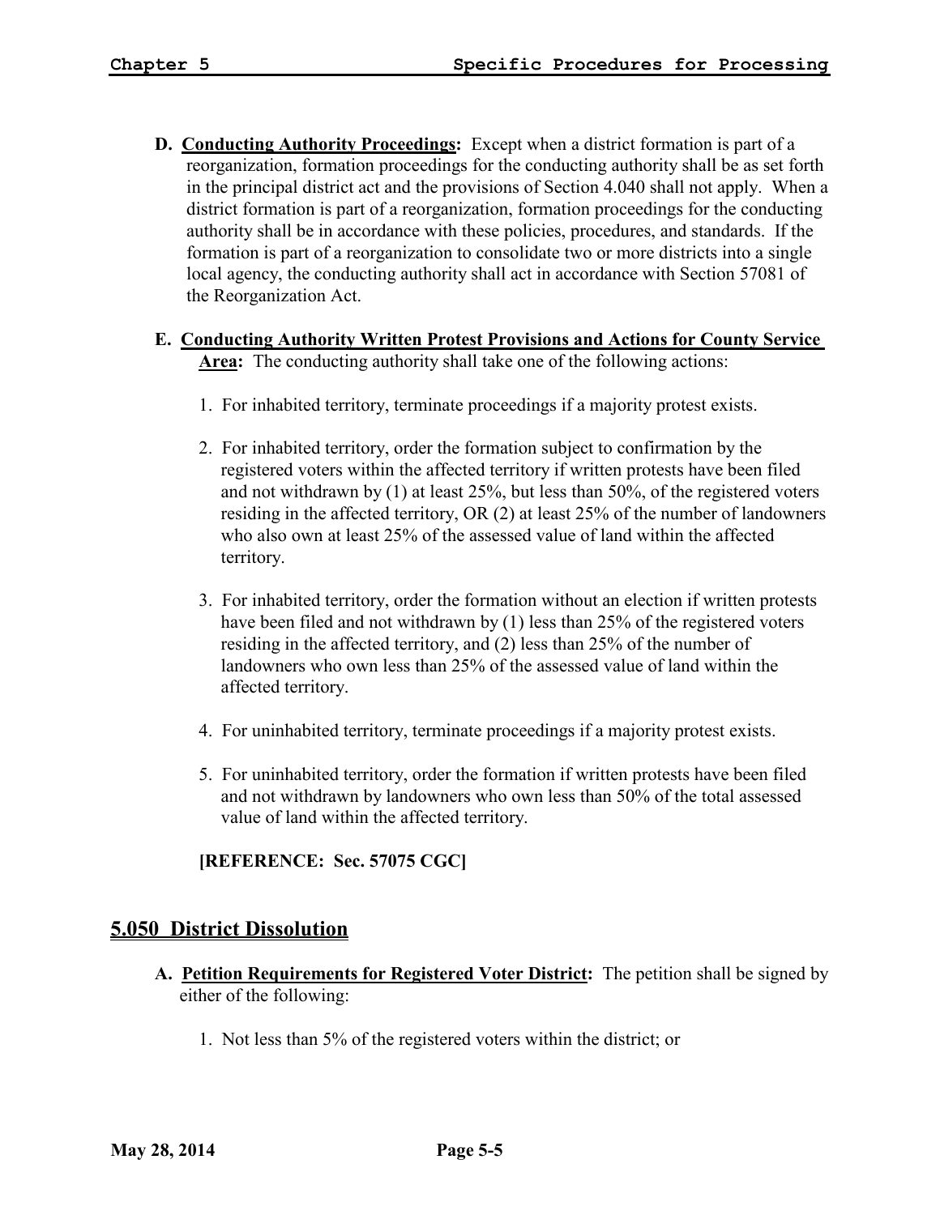**D. Conducting Authority Proceedings:** Except when a district formation is part of a reorganization, formation proceedings for the conducting authority shall be as set forth in the principal district act and the provisions of Section 4.040 shall not apply. When a district formation is part of a reorganization, formation proceedings for the conducting authority shall be in accordance with these policies, procedures, and standards. If the formation is part of a reorganization to consolidate two or more districts into a single local agency, the conducting authority shall act in accordance with Section 57081 of the Reorganization Act.

**E. Conducting Authority Written Protest Provisions and Actions for County Service Area:** The conducting authority shall take one of the following actions:

1. For inhabited territory, terminate proceedings if a majority protest exists.
2. For inhabited territory, order the formation subject to confirmation by the registered voters within the affected territory if written protests have been filed and not withdrawn by (1) at least 25%, but less than 50%, of the registered voters residing in the affected territory, OR (2) at least 25% of the number of landowners who also own at least 25% of the assessed value of land within the affected territory.
3. For inhabited territory, order the formation without an election if written protests have been filed and not withdrawn by (1) less than 25% of the registered voters residing in the affected territory, and (2) less than 25% of the number of landowners who own less than 25% of the assessed value of land within the affected territory.
4. For uninhabited territory, terminate proceedings if a majority protest exists.
5. For uninhabited territory, order the formation if written protests have been filed and not withdrawn by landowners who own less than 50% of the total assessed value of land within the affected territory.

**[REFERENCE: Sec. 57075 CGC]**

## 5.050 District Dissolution

**A. Petition Requirements for Registered Voter District:** The petition shall be signed by either of the following:

1. Not less than 5% of the registered voters within the district; or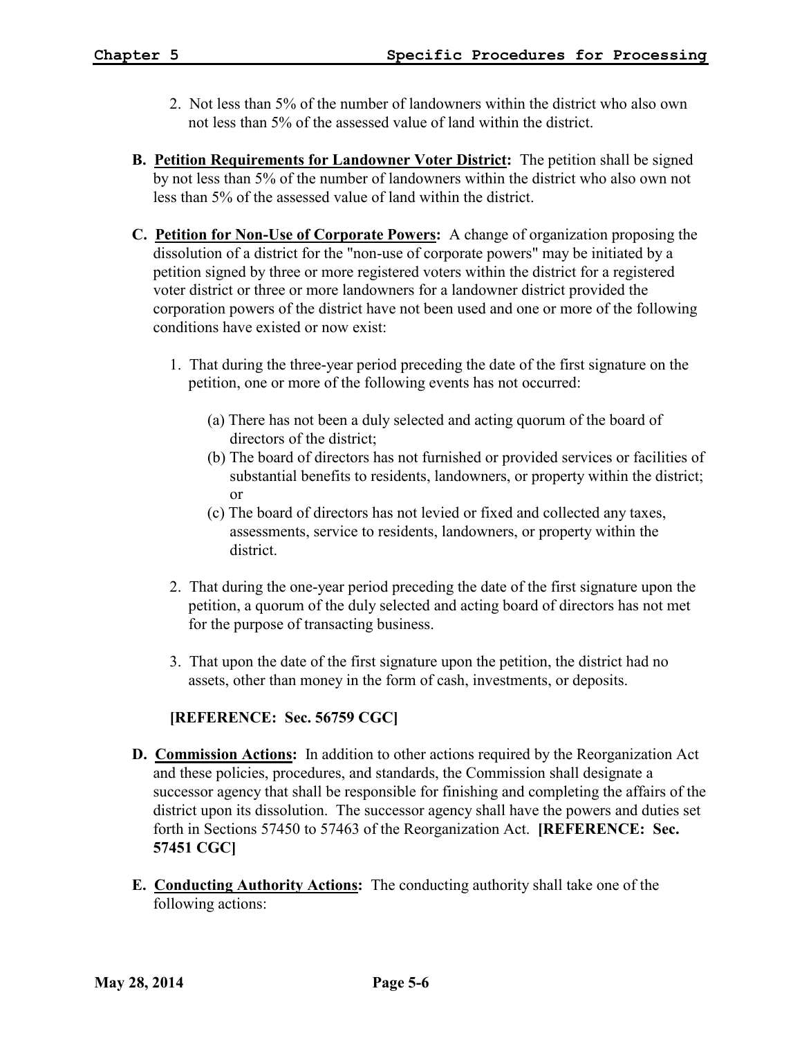2. Not less than 5% of the number of landowners within the district who also own not less than 5% of the assessed value of land within the district.

**B. Petition Requirements for Landowner Voter District:** The petition shall be signed by not less than 5% of the number of landowners within the district who also own not less than 5% of the assessed value of land within the district.

**C. Petition for Non-Use of Corporate Powers:** A change of organization proposing the dissolution of a district for the "non-use of corporate powers" may be initiated by a petition signed by three or more registered voters within the district for a registered voter district or three or more landowners for a landowner district provided the corporation powers of the district have not been used and one or more of the following conditions have existed or now exist:

1. That during the three-year period preceding the date of the first signature on the petition, one or more of the following events has not occurred:

   (a) There has not been a duly selected and acting quorum of the board of directors of the district;
   
   (b) The board of directors has not furnished or provided services or facilities of substantial benefits to residents, landowners, or property within the district; or
   
   (c) The board of directors has not levied or fixed and collected any taxes, assessments, service to residents, landowners, or property within the district.

2. That during the one-year period preceding the date of the first signature upon the petition, a quorum of the duly selected and acting board of directors has not met for the purpose of transacting business.

3. That upon the date of the first signature upon the petition, the district had no assets, other than money in the form of cash, investments, or deposits.

**[REFERENCE: Sec. 56759 CGC]**

**D. Commission Actions:** In addition to other actions required by the Reorganization Act and these policies, procedures, and standards, the Commission shall designate a successor agency that shall be responsible for finishing and completing the affairs of the district upon its dissolution. The successor agency shall have the powers and duties set forth in Sections 57450 to 57463 of the Reorganization Act. **[REFERENCE: Sec. 57451 CGC]**

**E. Conducting Authority Actions:** The conducting authority shall take one of the following actions: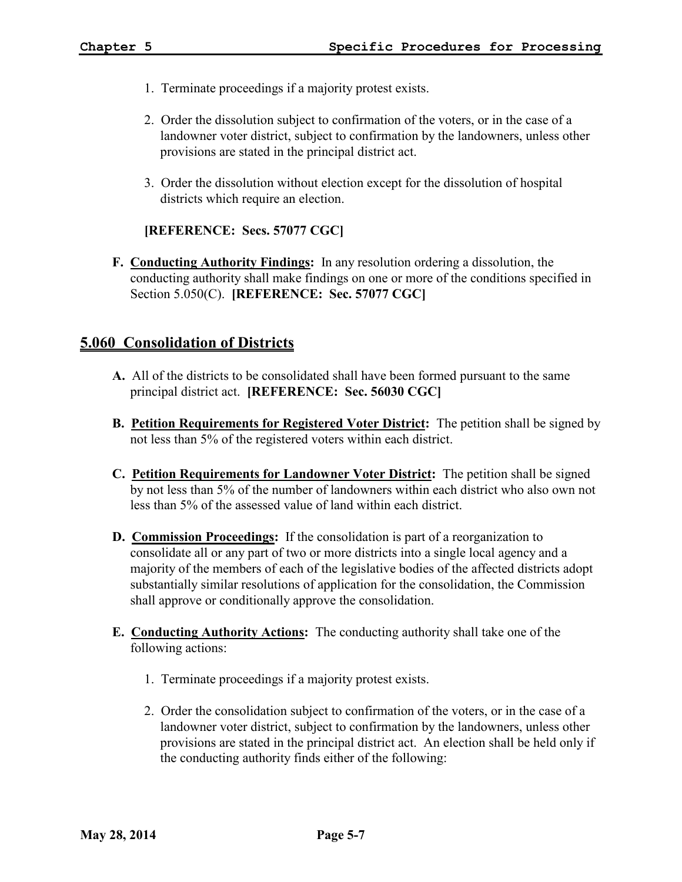1. Terminate proceedings if a majority protest exists.

2. Order the dissolution subject to confirmation of the voters, or in the case of a landowner voter district, subject to confirmation by the landowners, unless other provisions are stated in the principal district act.

3. Order the dissolution without election except for the dissolution of hospital districts which require an election.

**[REFERENCE: Secs. 57077 CGC]**

**F. Conducting Authority Findings:** In any resolution ordering a dissolution, the conducting authority shall make findings on one or more of the conditions specified in Section 5.050(C). **[REFERENCE: Sec. 57077 CGC]**

## 5.060 Consolidation of Districts

**A.** All of the districts to be consolidated shall have been formed pursuant to the same principal district act. **[REFERENCE: Sec. 56030 CGC]**

**B. Petition Requirements for Registered Voter District:** The petition shall be signed by not less than 5% of the registered voters within each district.

**C. Petition Requirements for Landowner Voter District:** The petition shall be signed by not less than 5% of the number of landowners within each district who also own not less than 5% of the assessed value of land within each district.

**D. Commission Proceedings:** If the consolidation is part of a reorganization to consolidate all or any part of two or more districts into a single local agency and a majority of the members of each of the legislative bodies of the affected districts adopt substantially similar resolutions of application for the consolidation, the Commission shall approve or conditionally approve the consolidation.

**E. Conducting Authority Actions:** The conducting authority shall take one of the following actions:

1. Terminate proceedings if a majority protest exists.

2. Order the consolidation subject to confirmation of the voters, or in the case of a landowner voter district, subject to confirmation by the landowners, unless other provisions are stated in the principal district act. An election shall be held only if the conducting authority finds either of the following: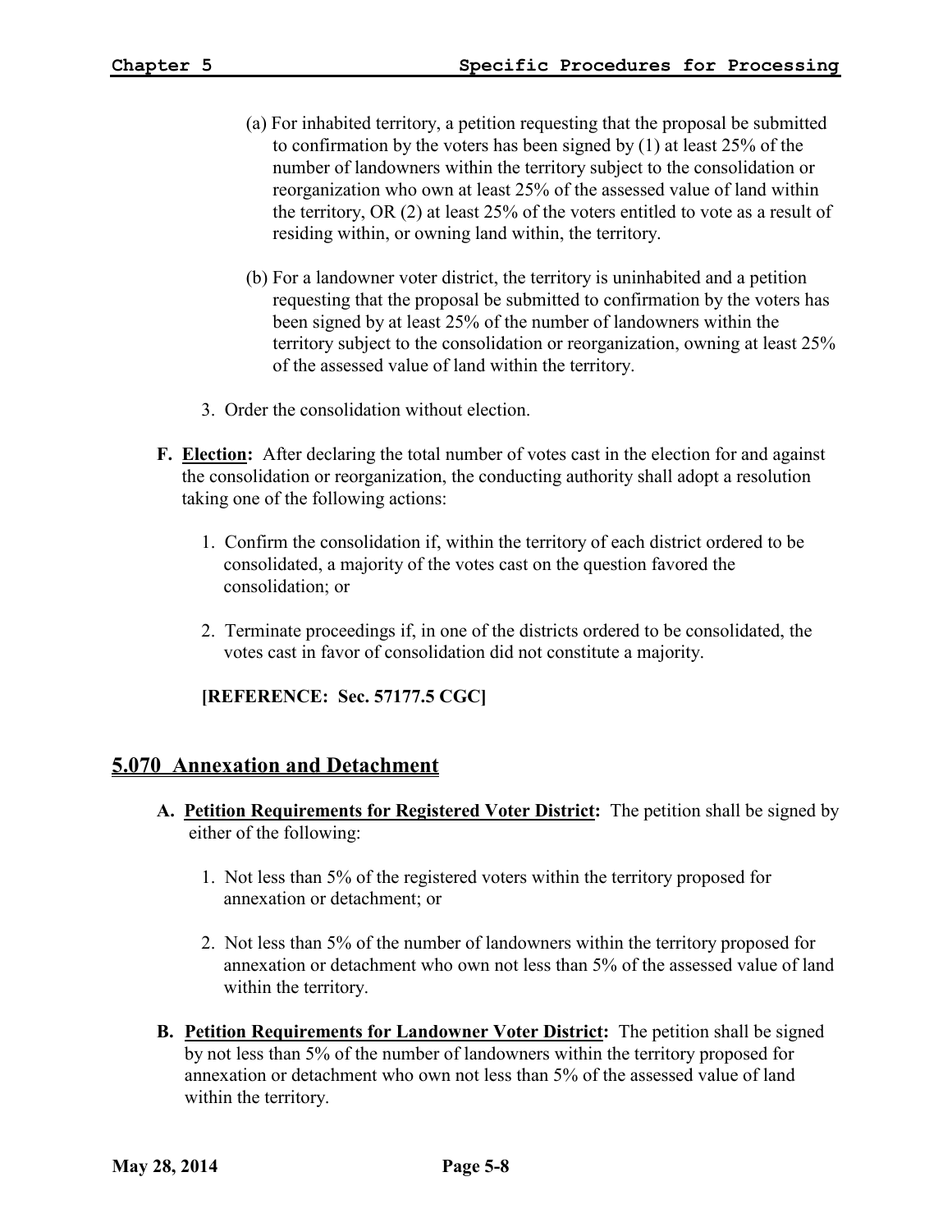(a) For inhabited territory, a petition requesting that the proposal be submitted to confirmation by the voters has been signed by (1) at least 25% of the number of landowners within the territory subject to the consolidation or reorganization who own at least 25% of the assessed value of land within the territory, OR (2) at least 25% of the voters entitled to vote as a result of residing within, or owning land within, the territory.

(b) For a landowner voter district, the territory is uninhabited and a petition requesting that the proposal be submitted to confirmation by the voters has been signed by at least 25% of the number of landowners within the territory subject to the consolidation or reorganization, owning at least 25% of the assessed value of land within the territory.

3. Order the consolidation without election.

**F. Election:** After declaring the total number of votes cast in the election for and against the consolidation or reorganization, the conducting authority shall adopt a resolution taking one of the following actions:

1. Confirm the consolidation if, within the territory of each district ordered to be consolidated, a majority of the votes cast on the question favored the consolidation; or

2. Terminate proceedings if, in one of the districts ordered to be consolidated, the votes cast in favor of consolidation did not constitute a majority.

**[REFERENCE: Sec. 57177.5 CGC]**

## 5.070 Annexation and Detachment

**A. Petition Requirements for Registered Voter District:** The petition shall be signed by either of the following:

1. Not less than 5% of the registered voters within the territory proposed for annexation or detachment; or

2. Not less than 5% of the number of landowners within the territory proposed for annexation or detachment who own not less than 5% of the assessed value of land within the territory.

**B. Petition Requirements for Landowner Voter District:** The petition shall be signed by not less than 5% of the number of landowners within the territory proposed for annexation or detachment who own not less than 5% of the assessed value of land within the territory.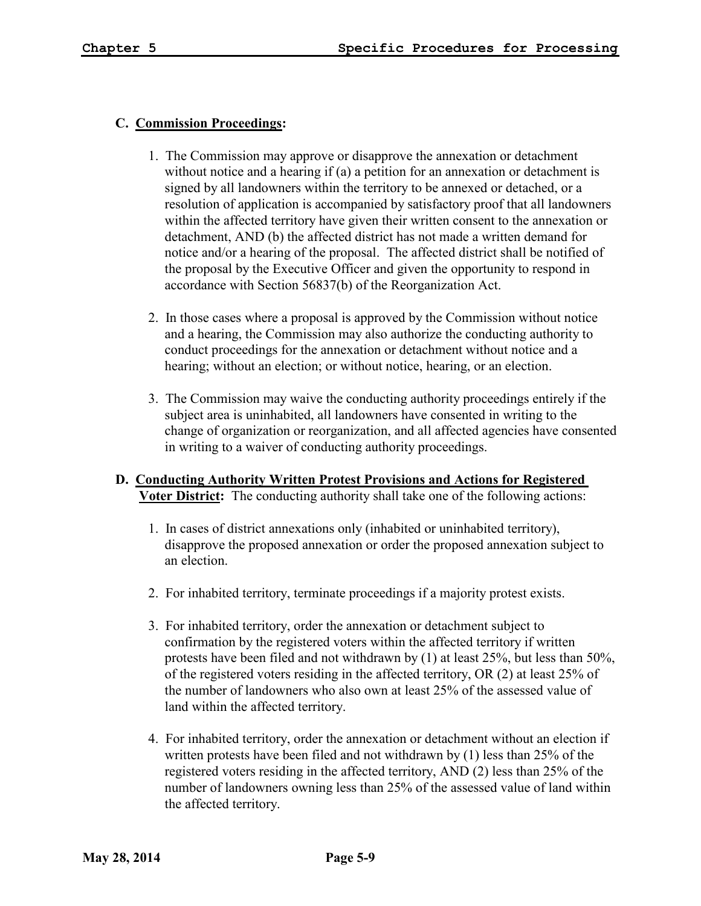**C. Commission Proceedings:**

1. The Commission may approve or disapprove the annexation or detachment without notice and a hearing if (a) a petition for an annexation or detachment is signed by all landowners within the territory to be annexed or detached, or a resolution of application is accompanied by satisfactory proof that all landowners within the affected territory have given their written consent to the annexation or detachment, AND (b) the affected district has not made a written demand for notice and/or a hearing of the proposal. The affected district shall be notified of the proposal by the Executive Officer and given the opportunity to respond in accordance with Section 56837(b) of the Reorganization Act.

2. In those cases where a proposal is approved by the Commission without notice and a hearing, the Commission may also authorize the conducting authority to conduct proceedings for the annexation or detachment without notice and a hearing; without an election; or without notice, hearing, or an election.

3. The Commission may waive the conducting authority proceedings entirely if the subject area is uninhabited, all landowners have consented in writing to the change of organization or reorganization, and all affected agencies have consented in writing to a waiver of conducting authority proceedings.

**D. Conducting Authority Written Protest Provisions and Actions for Registered Voter District:** The conducting authority shall take one of the following actions:

1. In cases of district annexations only (inhabited or uninhabited territory), disapprove the proposed annexation or order the proposed annexation subject to an election.

2. For inhabited territory, terminate proceedings if a majority protest exists.

3. For inhabited territory, order the annexation or detachment subject to confirmation by the registered voters within the affected territory if written protests have been filed and not withdrawn by (1) at least 25%, but less than 50%, of the registered voters residing in the affected territory, OR (2) at least 25% of the number of landowners who also own at least 25% of the assessed value of land within the affected territory.

4. For inhabited territory, order the annexation or detachment without an election if written protests have been filed and not withdrawn by (1) less than 25% of the registered voters residing in the affected territory, AND (2) less than 25% of the number of landowners owning less than 25% of the assessed value of land within the affected territory.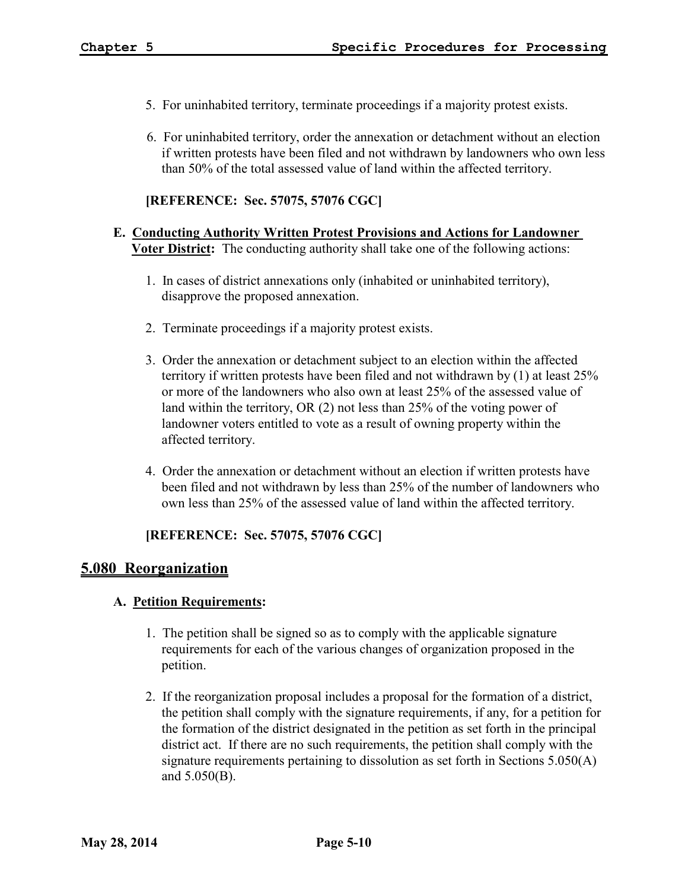5. For uninhabited territory, terminate proceedings if a majority protest exists.

6. For uninhabited territory, order the annexation or detachment without an election if written protests have been filed and not withdrawn by landowners who own less than 50% of the total assessed value of land within the affected territory.

**[REFERENCE: Sec. 57075, 57076 CGC]**

**E. <u>Conducting Authority Written Protest Provisions and Actions for Landowner Voter District</u>:** The conducting authority shall take one of the following actions:

1. In cases of district annexations only (inhabited or uninhabited territory), disapprove the proposed annexation.

2. Terminate proceedings if a majority protest exists.

3. Order the annexation or detachment subject to an election within the affected territory if written protests have been filed and not withdrawn by (1) at least 25% or more of the landowners who also own at least 25% of the assessed value of land within the territory, OR (2) not less than 25% of the voting power of landowner voters entitled to vote as a result of owning property within the affected territory.

4. Order the annexation or detachment without an election if written protests have been filed and not withdrawn by less than 25% of the number of landowners who own less than 25% of the assessed value of land within the affected territory.

**[REFERENCE: Sec. 57075, 57076 CGC]**

## 5.080 Reorganization

**A. <u>Petition Requirements</u>:**

1. The petition shall be signed so as to comply with the applicable signature requirements for each of the various changes of organization proposed in the petition.

2. If the reorganization proposal includes a proposal for the formation of a district, the petition shall comply with the signature requirements, if any, for a petition for the formation of the district designated in the petition as set forth in the principal district act. If there are no such requirements, the petition shall comply with the signature requirements pertaining to dissolution as set forth in Sections 5.050(A) and 5.050(B).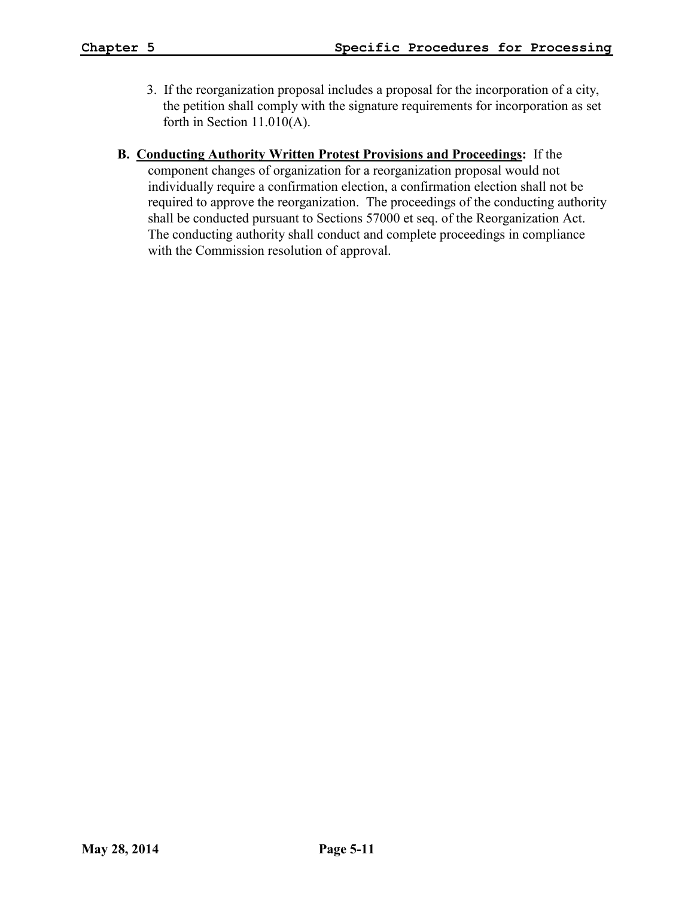3. If the reorganization proposal includes a proposal for the incorporation of a city, the petition shall comply with the signature requirements for incorporation as set forth in Section 11.010(A).

**B. <u>Conducting Authority Written Protest Provisions and Proceedings</u>:** If the component changes of organization for a reorganization proposal would not individually require a confirmation election, a confirmation election shall not be required to approve the reorganization. The proceedings of the conducting authority shall be conducted pursuant to Sections 57000 et seq. of the Reorganization Act. The conducting authority shall conduct and complete proceedings in compliance with the Commission resolution of approval.